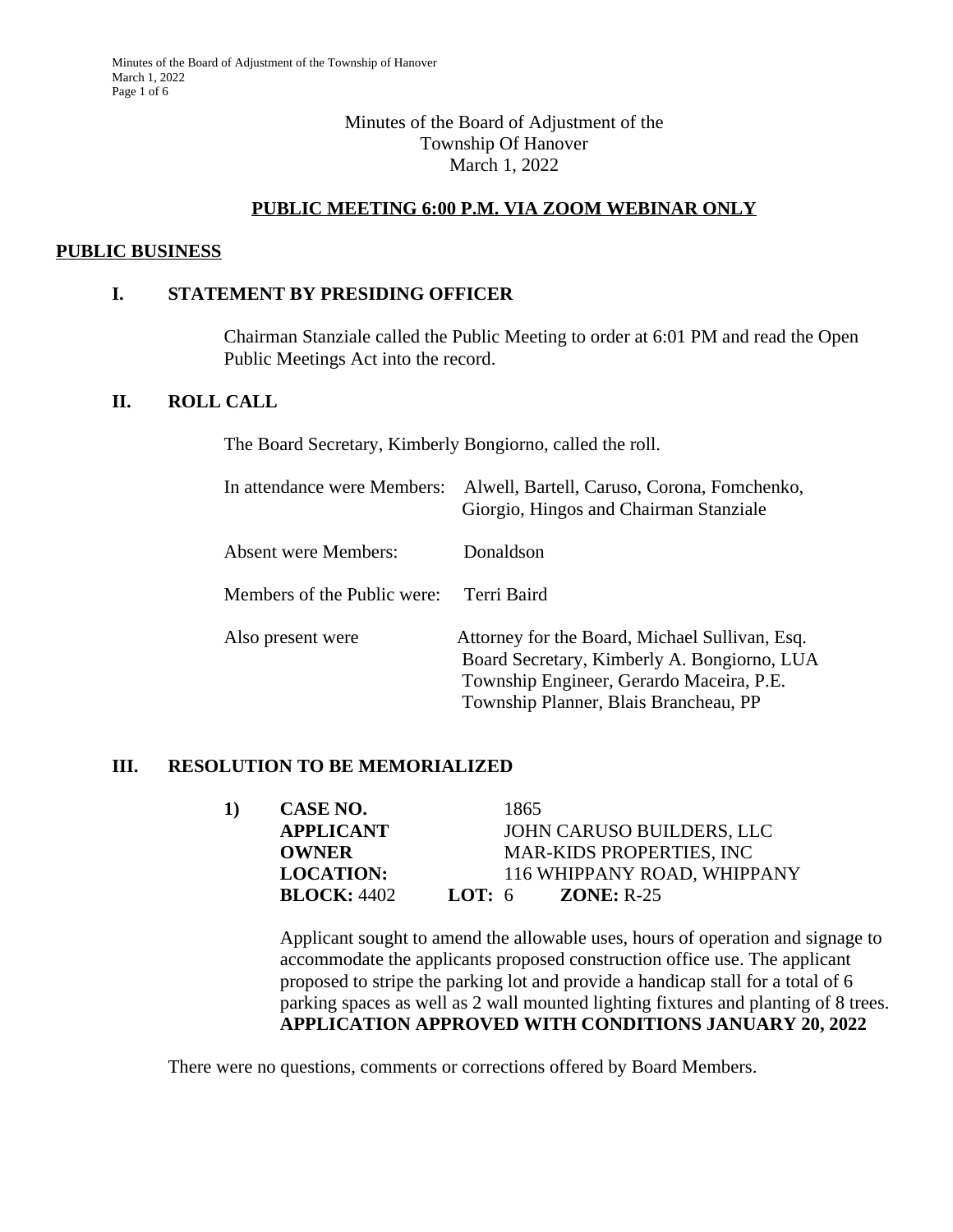# Minutes of the Board of Adjustment of the Township Of Hanover
March 1, 2022

**PUBLIC MEETING 6:00 P.M. VIA ZOOM WEBINAR ONLY**

## PUBLIC BUSINESS

### I. STATEMENT BY PRESIDING OFFICER

Chairman Stanziale called the Public Meeting to order at 6:01 PM and read the Open Public Meetings Act into the record.

### II. ROLL CALL

The Board Secretary, Kimberly Bongiorno, called the roll.

In attendance were Members: Alwell, Bartell, Caruso, Corona, Fomchenko, Giorgio, Hingos and Chairman Stanziale

Absent were Members: Donaldson

Members of the Public were: Terri Baird

Also present were
- Attorney for the Board, Michael Sullivan, Esq.
- Board Secretary, Kimberly A. Bongiorno, LUA
- Township Engineer, Gerardo Maceira, P.E.
- Township Planner, Blais Brancheau, PP

### III. RESOLUTION TO BE MEMORIALIZED

**1) CASE NO.** 1865
**APPLICANT** JOHN CARUSO BUILDERS, LLC
**OWNER** MAR-KIDS PROPERTIES, INC
**LOCATION:** 116 WHIPPANY ROAD, WHIPPANY
**BLOCK:** 4402 **LOT:** 6 **ZONE:** R-25

Applicant sought to amend the allowable uses, hours of operation and signage to accommodate the applicants proposed construction office use. The applicant proposed to stripe the parking lot and provide a handicap stall for a total of 6 parking spaces as well as 2 wall mounted lighting fixtures and planting of 8 trees.
**APPLICATION APPROVED WITH CONDITIONS JANUARY 20, 2022**

There were no questions, comments or corrections offered by Board Members.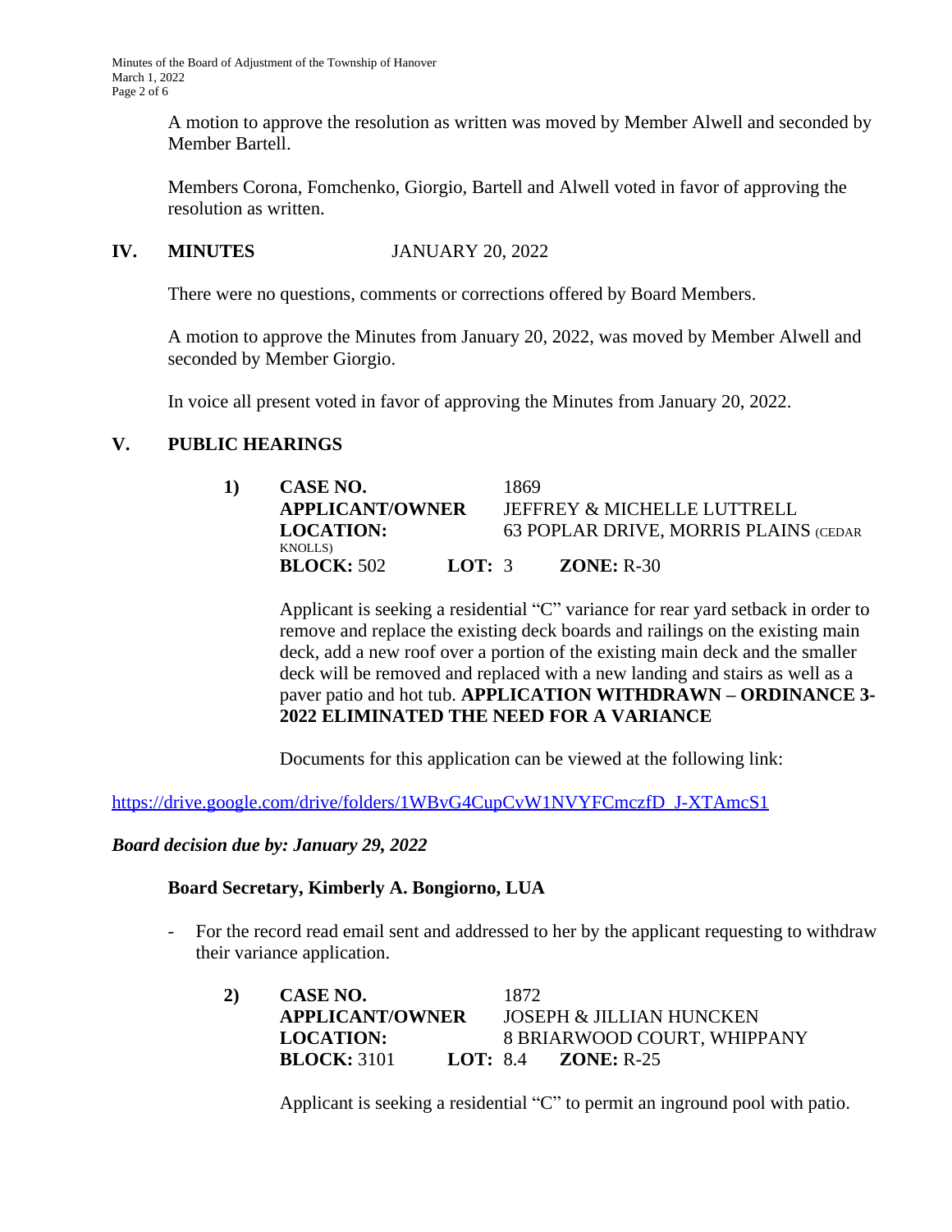A motion to approve the resolution as written was moved by Member Alwell and seconded by Member Bartell.

Members Corona, Fomchenko, Giorgio, Bartell and Alwell voted in favor of approving the resolution as written.

## IV. MINUTES JANUARY 20, 2022

There were no questions, comments or corrections offered by Board Members.

A motion to approve the Minutes from January 20, 2022, was moved by Member Alwell and seconded by Member Giorgio.

In voice all present voted in favor of approving the Minutes from January 20, 2022.

## V. PUBLIC HEARINGS

**1) CASE NO.** 1869
**APPLICANT/OWNER** JEFFREY & MICHELLE LUTTRELL
**LOCATION:** 63 POPLAR DRIVE, MORRIS PLAINS (CEDAR KNOLLS)
**BLOCK:** 502 **LOT:** 3 **ZONE:** R-30

Applicant is seeking a residential "C" variance for rear yard setback in order to remove and replace the existing deck boards and railings on the existing main deck, add a new roof over a portion of the existing main deck and the smaller deck will be removed and replaced with a new landing and stairs as well as a paver patio and hot tub. **APPLICATION WITHDRAWN – ORDINANCE 3-2022 ELIMINATED THE NEED FOR A VARIANCE**

Documents for this application can be viewed at the following link:

https://drive.google.com/drive/folders/1WBvG4CupCvW1NVYFCmczfD_J-XTAmcS1

***Board decision due by: January 29, 2022***

**Board Secretary, Kimberly A. Bongiorno, LUA**

- For the record read email sent and addressed to her by the applicant requesting to withdraw their variance application.

**2) CASE NO.** 1872
**APPLICANT/OWNER** JOSEPH & JILLIAN HUNCKEN
**LOCATION:** 8 BRIARWOOD COURT, WHIPPANY
**BLOCK:** 3101 **LOT:** 8.4 **ZONE:** R-25

Applicant is seeking a residential "C" to permit an inground pool with patio.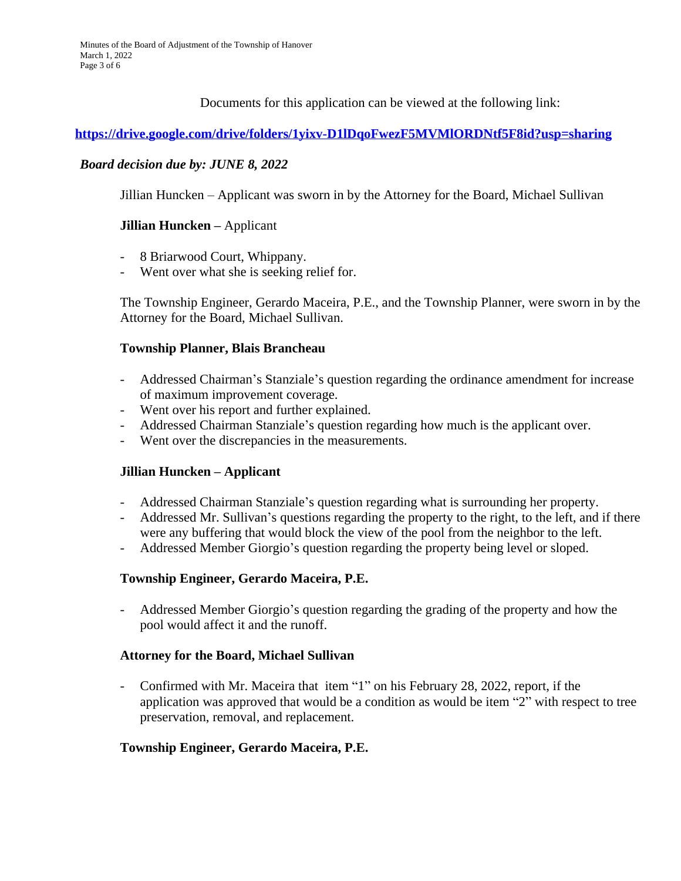Documents for this application can be viewed at the following link:

**https://drive.google.com/drive/folders/1yixv-D1lDqoFwezF5MVMlORDNtf5F8id?usp=sharing**

***Board decision due by: JUNE 8, 2022***

Jillian Huncken – Applicant was sworn in by the Attorney for the Board, Michael Sullivan

**Jillian Huncken –** Applicant

- 8 Briarwood Court, Whippany.
- Went over what she is seeking relief for.

The Township Engineer, Gerardo Maceira, P.E., and the Township Planner, were sworn in by the Attorney for the Board, Michael Sullivan.

**Township Planner, Blais Brancheau**

- Addressed Chairman's Stanziale's question regarding the ordinance amendment for increase of maximum improvement coverage.
- Went over his report and further explained.
- Addressed Chairman Stanziale's question regarding how much is the applicant over.
- Went over the discrepancies in the measurements.

**Jillian Huncken – Applicant**

- Addressed Chairman Stanziale's question regarding what is surrounding her property.
- Addressed Mr. Sullivan's questions regarding the property to the right, to the left, and if there were any buffering that would block the view of the pool from the neighbor to the left.
- Addressed Member Giorgio's question regarding the property being level or sloped.

**Township Engineer, Gerardo Maceira, P.E.**

- Addressed Member Giorgio's question regarding the grading of the property and how the pool would affect it and the runoff.

**Attorney for the Board, Michael Sullivan**

- Confirmed with Mr. Maceira that item "1" on his February 28, 2022, report, if the application was approved that would be a condition as would be item "2" with respect to tree preservation, removal, and replacement.

**Township Engineer, Gerardo Maceira, P.E.**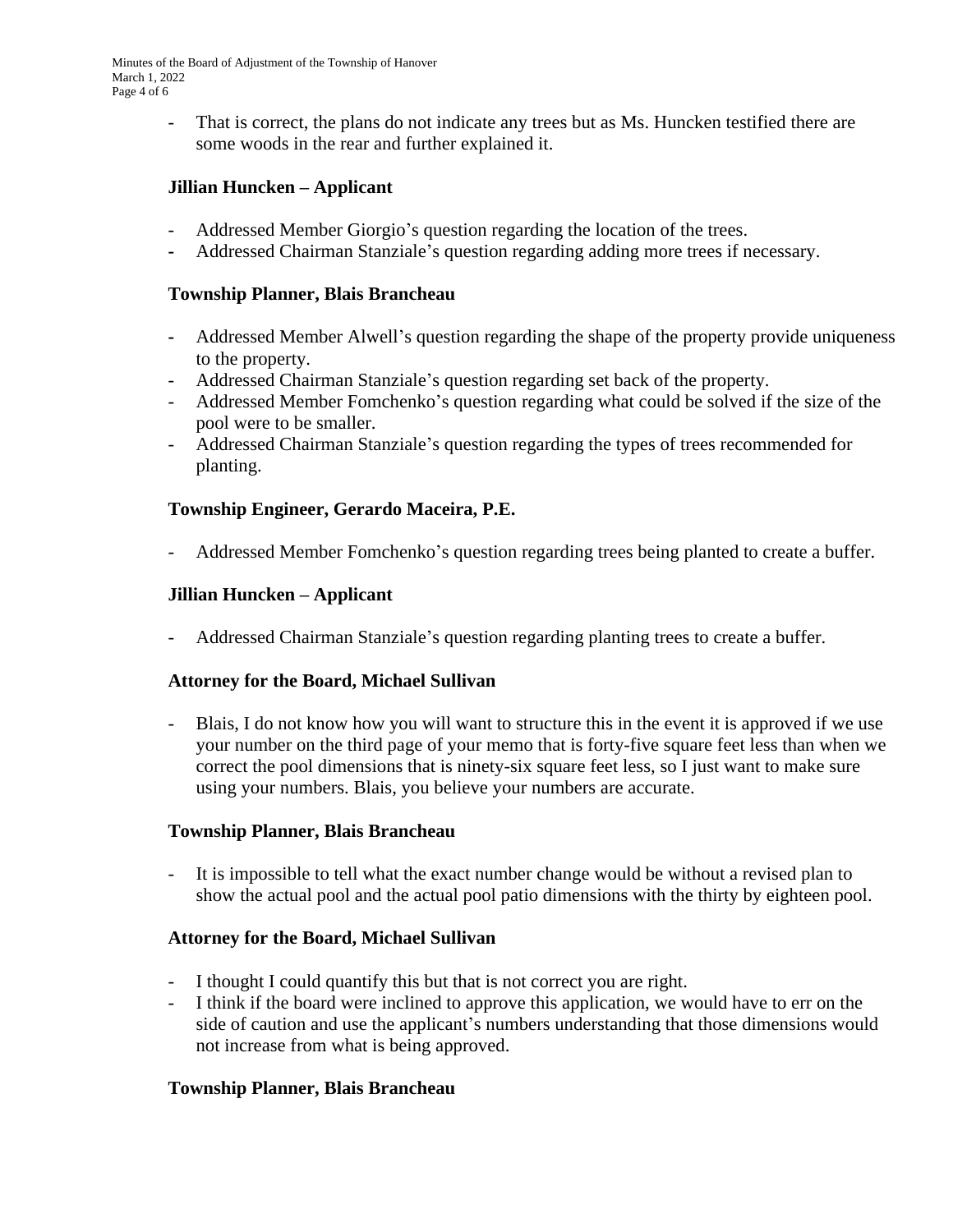- That is correct, the plans do not indicate any trees but as Ms. Huncken testified there are some woods in the rear and further explained it.

**Jillian Huncken – Applicant**

- Addressed Member Giorgio's question regarding the location of the trees.
- Addressed Chairman Stanziale's question regarding adding more trees if necessary.

**Township Planner, Blais Brancheau**

- Addressed Member Alwell's question regarding the shape of the property provide uniqueness to the property.
- Addressed Chairman Stanziale's question regarding set back of the property.
- Addressed Member Fomchenko's question regarding what could be solved if the size of the pool were to be smaller.
- Addressed Chairman Stanziale's question regarding the types of trees recommended for planting.

**Township Engineer, Gerardo Maceira, P.E.**

- Addressed Member Fomchenko's question regarding trees being planted to create a buffer.

**Jillian Huncken – Applicant**

- Addressed Chairman Stanziale's question regarding planting trees to create a buffer.

**Attorney for the Board, Michael Sullivan**

- Blais, I do not know how you will want to structure this in the event it is approved if we use your number on the third page of your memo that is forty-five square feet less than when we correct the pool dimensions that is ninety-six square feet less, so I just want to make sure using your numbers. Blais, you believe your numbers are accurate.

**Township Planner, Blais Brancheau**

- It is impossible to tell what the exact number change would be without a revised plan to show the actual pool and the actual pool patio dimensions with the thirty by eighteen pool.

**Attorney for the Board, Michael Sullivan**

- I thought I could quantify this but that is not correct you are right.
- I think if the board were inclined to approve this application, we would have to err on the side of caution and use the applicant's numbers understanding that those dimensions would not increase from what is being approved.

**Township Planner, Blais Brancheau**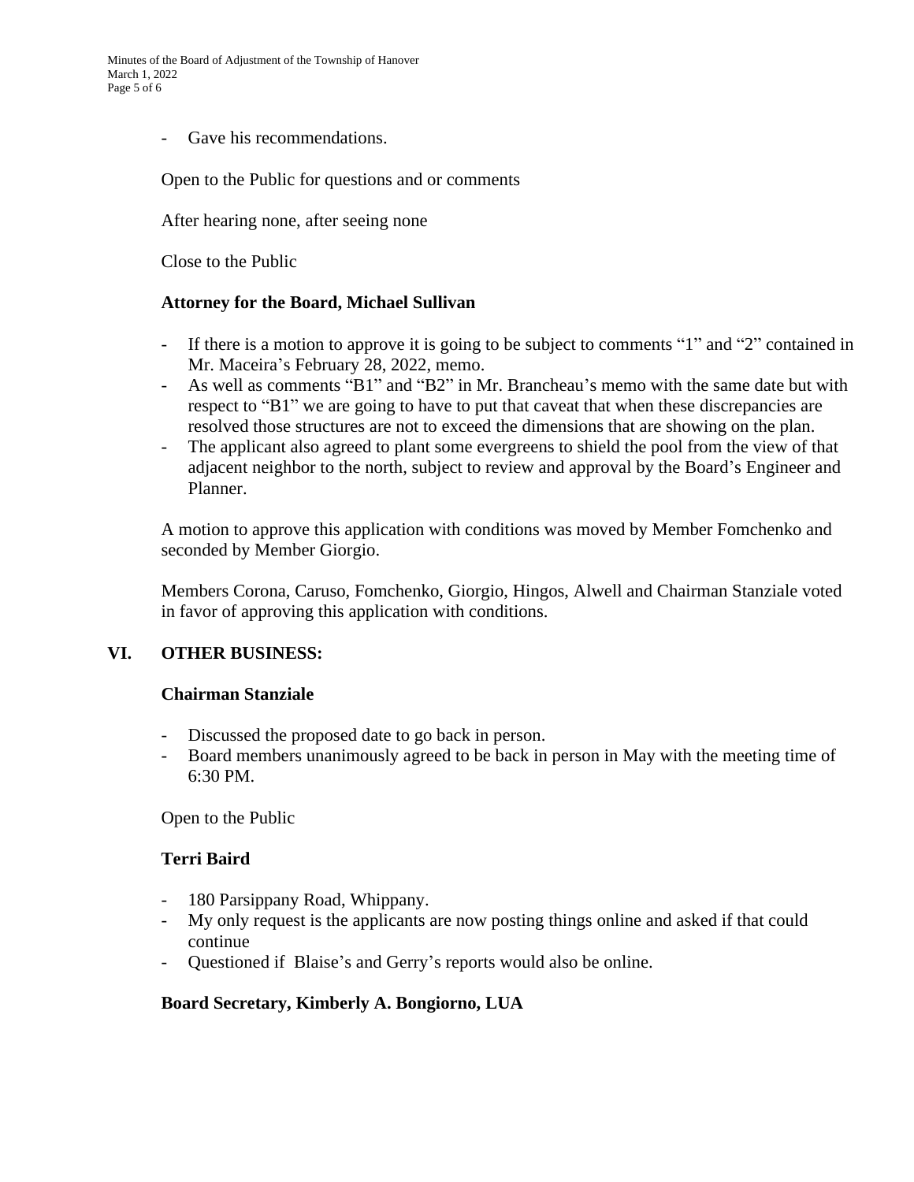- Gave his recommendations.

Open to the Public for questions and or comments

After hearing none, after seeing none

Close to the Public

**Attorney for the Board, Michael Sullivan**

- If there is a motion to approve it is going to be subject to comments "1" and "2" contained in Mr. Maceira's February 28, 2022, memo.
- As well as comments "B1" and "B2" in Mr. Brancheau's memo with the same date but with respect to "B1" we are going to have to put that caveat that when these discrepancies are resolved those structures are not to exceed the dimensions that are showing on the plan.
- The applicant also agreed to plant some evergreens to shield the pool from the view of that adjacent neighbor to the north, subject to review and approval by the Board's Engineer and Planner.

A motion to approve this application with conditions was moved by Member Fomchenko and seconded by Member Giorgio.

Members Corona, Caruso, Fomchenko, Giorgio, Hingos, Alwell and Chairman Stanziale voted in favor of approving this application with conditions.

## VI. OTHER BUSINESS:

**Chairman Stanziale**

- Discussed the proposed date to go back in person.
- Board members unanimously agreed to be back in person in May with the meeting time of 6:30 PM.

Open to the Public

**Terri Baird**

- 180 Parsippany Road, Whippany.
- My only request is the applicants are now posting things online and asked if that could continue
- Questioned if Blaise's and Gerry's reports would also be online.

**Board Secretary, Kimberly A. Bongiorno, LUA**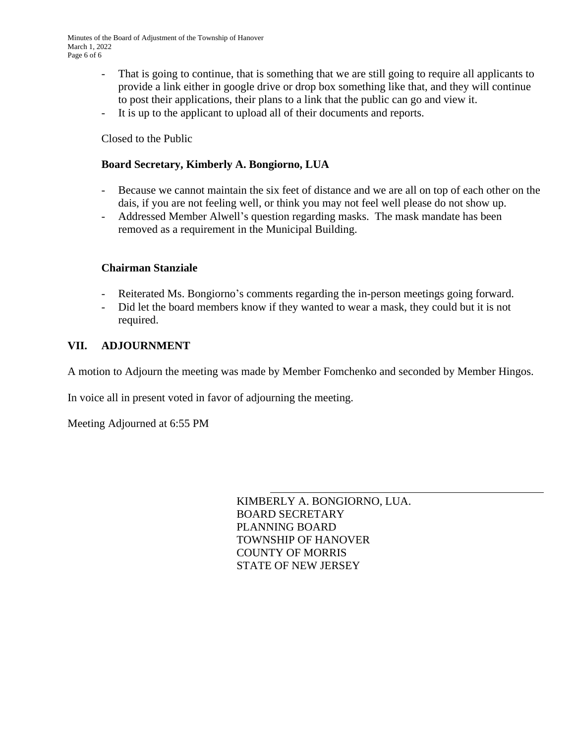- That is going to continue, that is something that we are still going to require all applicants to provide a link either in google drive or drop box something like that, and they will continue to post their applications, their plans to a link that the public can go and view it.
- It is up to the applicant to upload all of their documents and reports.

Closed to the Public

**Board Secretary, Kimberly A. Bongiorno, LUA**

- Because we cannot maintain the six feet of distance and we are all on top of each other on the dais, if you are not feeling well, or think you may not feel well please do not show up.
- Addressed Member Alwell's question regarding masks. The mask mandate has been removed as a requirement in the Municipal Building.

**Chairman Stanziale**

- Reiterated Ms. Bongiorno's comments regarding the in-person meetings going forward.
- Did let the board members know if they wanted to wear a mask, they could but it is not required.

## VII. ADJOURNMENT

A motion to Adjourn the meeting was made by Member Fomchenko and seconded by Member Hingos.

In voice all in present voted in favor of adjourning the meeting.

Meeting Adjourned at 6:55 PM

KIMBERLY A. BONGIORNO, LUA.
BOARD SECRETARY
PLANNING BOARD
TOWNSHIP OF HANOVER
COUNTY OF MORRIS
STATE OF NEW JERSEY